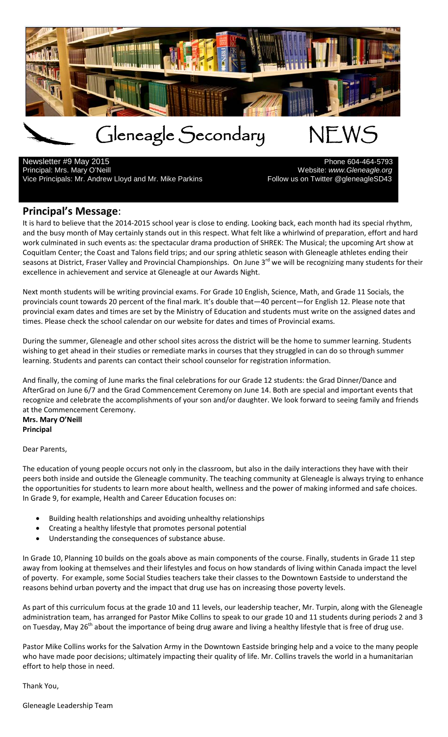# Gleneagle Secondary NEWS

Newsletter #9 May 2015
Principal: Mrs. Mary O'Neill
Vice Principals: Mr. Andrew Lloyd and Mr. Mike Parkins

Phone 604-464-5793
Website: *www.Gleneagle.org*
Follow us on Twitter @gleneagleSD43

## Principal's Message:

It is hard to believe that the 2014-2015 school year is close to ending. Looking back, each month had its special rhythm, and the busy month of May certainly stands out in this respect. What felt like a whirlwind of preparation, effort and hard work culminated in such events as: the spectacular drama production of SHREK: The Musical; the upcoming Art show at Coquitlam Center; the Coast and Talons field trips; and our spring athletic season with Gleneagle athletes ending their seasons at District, Fraser Valley and Provincial Championships. On June 3rd we will be recognizing many students for their excellence in achievement and service at Gleneagle at our Awards Night.

Next month students will be writing provincial exams. For Grade 10 English, Science, Math, and Grade 11 Socials, the provincials count towards 20 percent of the final mark. It's double that—40 percent—for English 12. Please note that provincial exam dates and times are set by the Ministry of Education and students must write on the assigned dates and times. Please check the school calendar on our website for dates and times of Provincial exams.

During the summer, Gleneagle and other school sites across the district will be the home to summer learning. Students wishing to get ahead in their studies or remediate marks in courses that they struggled in can do so through summer learning. Students and parents can contact their school counselor for registration information.

And finally, the coming of June marks the final celebrations for our Grade 12 students: the Grad Dinner/Dance and AfterGrad on June 6/7 and the Grad Commencement Ceremony on June 14. Both are special and important events that recognize and celebrate the accomplishments of your son and/or daughter. We look forward to seeing family and friends at the Commencement Ceremony.

**Mrs. Mary O'Neill**
**Principal**

Dear Parents,

The education of young people occurs not only in the classroom, but also in the daily interactions they have with their peers both inside and outside the Gleneagle community. The teaching community at Gleneagle is always trying to enhance the opportunities for students to learn more about health, wellness and the power of making informed and safe choices. In Grade 9, for example, Health and Career Education focuses on:

- Building health relationships and avoiding unhealthy relationships
- Creating a healthy lifestyle that promotes personal potential
- Understanding the consequences of substance abuse.

In Grade 10, Planning 10 builds on the goals above as main components of the course. Finally, students in Grade 11 step away from looking at themselves and their lifestyles and focus on how standards of living within Canada impact the level of poverty. For example, some Social Studies teachers take their classes to the Downtown Eastside to understand the reasons behind urban poverty and the impact that drug use has on increasing those poverty levels.

As part of this curriculum focus at the grade 10 and 11 levels, our leadership teacher, Mr. Turpin, along with the Gleneagle administration team, has arranged for Pastor Mike Collins to speak to our grade 10 and 11 students during periods 2 and 3 on Tuesday, May 26th about the importance of being drug aware and living a healthy lifestyle that is free of drug use.

Pastor Mike Collins works for the Salvation Army in the Downtown Eastside bringing help and a voice to the many people who have made poor decisions; ultimately impacting their quality of life. Mr. Collins travels the world in a humanitarian effort to help those in need.

Thank You,

Gleneagle Leadership Team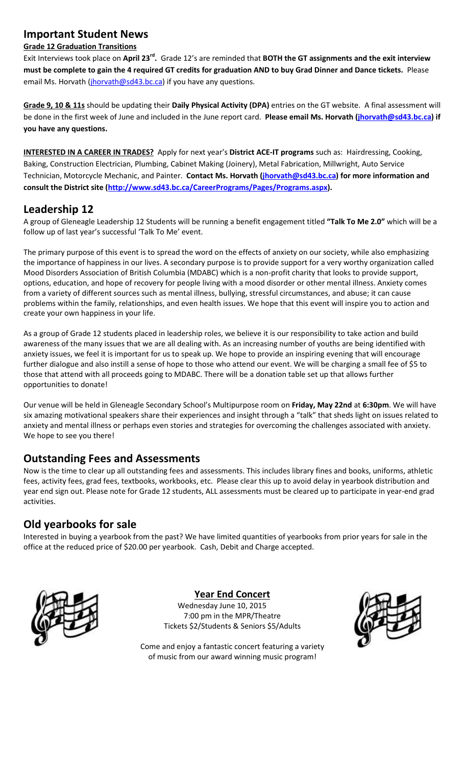## Important Student News

**Grade 12 Graduation Transitions**

Exit Interviews took place on **April 23rd.** Grade 12's are reminded that **BOTH the GT assignments and the exit interview must be complete to gain the 4 required GT credits for graduation AND to buy Grad Dinner and Dance tickets.** Please email Ms. Horvath (jhorvath@sd43.bc.ca) if you have any questions.

**Grade 9, 10 & 11s** should be updating their **Daily Physical Activity (DPA)** entries on the GT website. A final assessment will be done in the first week of June and included in the June report card. **Please email Ms. Horvath (jhorvath@sd43.bc.ca) if you have any questions.**

**INTERESTED IN A CAREER IN TRADES?** Apply for next year's **District ACE-IT programs** such as: Hairdressing, Cooking, Baking, Construction Electrician, Plumbing, Cabinet Making (Joinery), Metal Fabrication, Millwright, Auto Service Technician, Motorcycle Mechanic, and Painter. **Contact Ms. Horvath (jhorvath@sd43.bc.ca) for more information and consult the District site (http://www.sd43.bc.ca/CareerPrograms/Pages/Programs.aspx).**

## Leadership 12

A group of Gleneagle Leadership 12 Students will be running a benefit engagement titled **"Talk To Me 2.0"** which will be a follow up of last year's successful 'Talk To Me' event.

The primary purpose of this event is to spread the word on the effects of anxiety on our society, while also emphasizing the importance of happiness in our lives. A secondary purpose is to provide support for a very worthy organization called Mood Disorders Association of British Columbia (MDABC) which is a non-profit charity that looks to provide support, options, education, and hope of recovery for people living with a mood disorder or other mental illness. Anxiety comes from a variety of different sources such as mental illness, bullying, stressful circumstances, and abuse; it can cause problems within the family, relationships, and even health issues. We hope that this event will inspire you to action and create your own happiness in your life.

As a group of Grade 12 students placed in leadership roles, we believe it is our responsibility to take action and build awareness of the many issues that we are all dealing with. As an increasing number of youths are being identified with anxiety issues, we feel it is important for us to speak up. We hope to provide an inspiring evening that will encourage further dialogue and also instill a sense of hope to those who attend our event. We will be charging a small fee of $5 to those that attend with all proceeds going to MDABC. There will be a donation table set up that allows further opportunities to donate!

Our venue will be held in Gleneagle Secondary School's Multipurpose room on **Friday, May 22nd** at **6:30pm**. We will have six amazing motivational speakers share their experiences and insight through a "talk" that sheds light on issues related to anxiety and mental illness or perhaps even stories and strategies for overcoming the challenges associated with anxiety. We hope to see you there!

## Outstanding Fees and Assessments

Now is the time to clear up all outstanding fees and assessments. This includes library fines and books, uniforms, athletic fees, activity fees, grad fees, textbooks, workbooks, etc. Please clear this up to avoid delay in yearbook distribution and year end sign out. Please note for Grade 12 students, ALL assessments must be cleared up to participate in year-end grad activities.

## Old yearbooks for sale

Interested in buying a yearbook from the past? We have limited quantities of yearbooks from prior years for sale in the office at the reduced price of $20.00 per yearbook. Cash, Debit and Charge accepted.

**Year End Concert**

Wednesday June 10, 2015
7:00 pm in the MPR/Theatre
Tickets $2/Students & Seniors $5/Adults

Come and enjoy a fantastic concert featuring a variety of music from our award winning music program!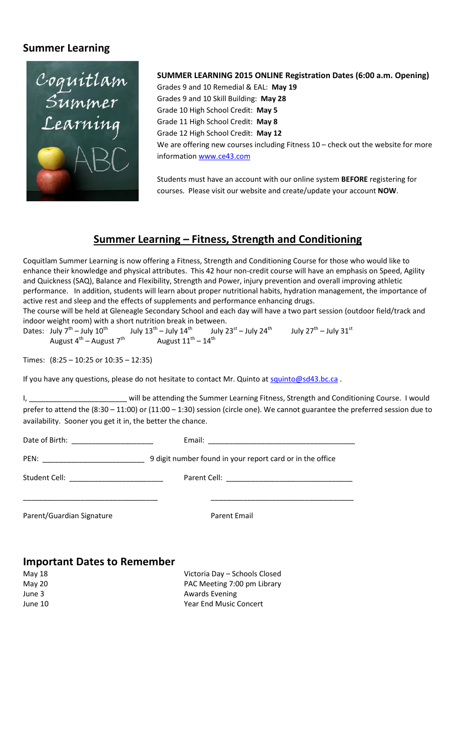## Summer Learning

**SUMMER LEARNING 2015 ONLINE Registration Dates (6:00 a.m. Opening)**

Grades 9 and 10 Remedial & EAL: **May 19**
Grades 9 and 10 Skill Building: **May 28**
Grade 10 High School Credit: **May 5**
Grade 11 High School Credit: **May 8**
Grade 12 High School Credit: **May 12**
We are offering new courses including Fitness 10 – check out the website for more information www.ce43.com

Students must have an account with our online system **BEFORE** registering for courses. Please visit our website and create/update your account **NOW**.

## Summer Learning – Fitness, Strength and Conditioning

Coquitlam Summer Learning is now offering a Fitness, Strength and Conditioning Course for those who would like to enhance their knowledge and physical attributes. This 42 hour non-credit course will have an emphasis on Speed, Agility and Quickness (SAQ), Balance and Flexibility, Strength and Power, injury prevention and overall improving athletic performance. In addition, students will learn about proper nutritional habits, hydration management, the importance of active rest and sleep and the effects of supplements and performance enhancing drugs.

The course will be held at Gleneagle Secondary School and each day will have a two part session (outdoor field/track and indoor weight room) with a short nutrition break in between.

Dates: July 7th – July 10th July 13th – July 14th July 23st – July 24th July 27th – July 31st
August 4th – August 7th August 11th – 14th

Times: (8:25 – 10:25 or 10:35 – 12:35)

If you have any questions, please do not hesitate to contact Mr. Quinto at squinto@sd43.bc.ca .

I, ________________________ will be attending the Summer Learning Fitness, Strength and Conditioning Course. I would prefer to attend the (8:30 – 11:00) or (11:00 – 1:30) session (circle one). We cannot guarantee the preferred session due to availability. Sooner you get it in, the better the chance.

Date of Birth: ____________________ Email: ____________________________________

PEN: _________________________ 9 digit number found in your report card or in the office

Student Cell: _______________________ Parent Cell: ______________________________

________________________________ __________________________________

Parent/Guardian Signature Parent Email

## Important Dates to Remember

| | |
|---|---|
| May 18 | Victoria Day – Schools Closed |
| May 20 | PAC Meeting 7:00 pm Library |
| June 3 | Awards Evening |
| June 10 | Year End Music Concert |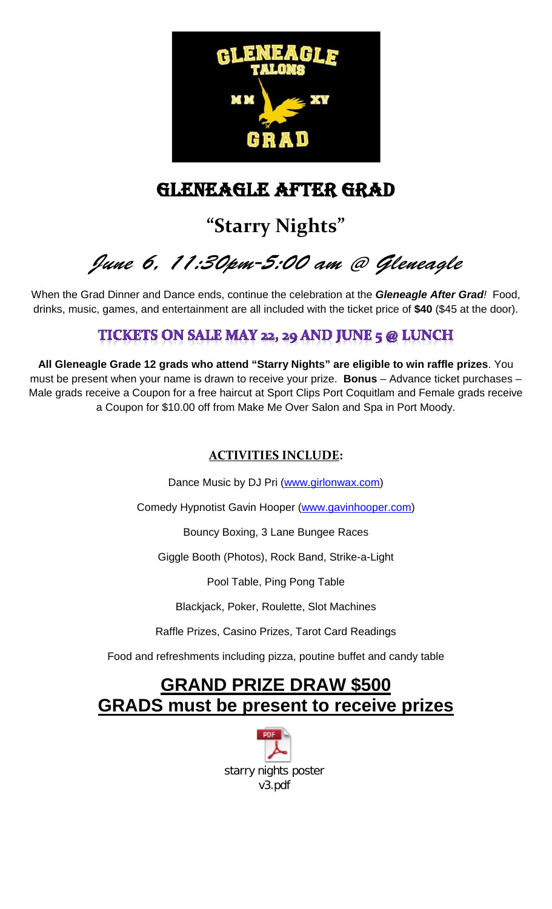# GLENEAGLE AFTER GRAD

## "Starry Nights"

## *June 6, 11:30pm-5:00 am @ Gleneagle*

When the Grad Dinner and Dance ends, continue the celebration at the ***Gleneagle After Grad****!* Food, drinks, music, games, and entertainment are all included with the ticket price of **$40** ($45 at the door).

### TICKETS ON SALE MAY 22, 29 AND JUNE 5 @ LUNCH

**All Gleneagle Grade 12 grads who attend "Starry Nights" are eligible to win raffle prizes**. You must be present when your name is drawn to receive your prize. **Bonus** – Advance ticket purchases – Male grads receive a Coupon for a free haircut at Sport Clips Port Coquitlam and Female grads receive a Coupon for $10.00 off from Make Me Over Salon and Spa in Port Moody.

**ACTIVITIES INCLUDE:**

Dance Music by DJ Pri (www.girlonwax.com)

Comedy Hypnotist Gavin Hooper (www.gavinhooper.com)

Bouncy Boxing, 3 Lane Bungee Races

Giggle Booth (Photos), Rock Band, Strike-a-Light

Pool Table, Ping Pong Table

Blackjack, Poker, Roulette, Slot Machines

Raffle Prizes, Casino Prizes, Tarot Card Readings

Food and refreshments including pizza, poutine buffet and candy table

## GRAND PRIZE DRAW $500
## GRADS must be present to receive prizes

starry nights poster v3.pdf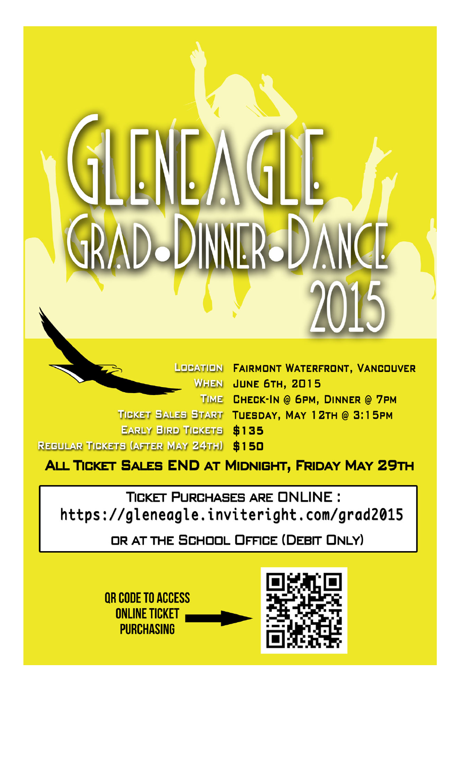# Gleneagle Grad•Dinner•Dance 2015

**Location** Fairmont Waterfront, Vancouver
**When** June 6th, 2015
**Time** Check-In @ 6pm, Dinner @ 7pm
**Ticket Sales Start** Tuesday, May 12th @ 3:15pm
**Early Bird Tickets** $135
**Regular Tickets (after May 24th)** $150

**All Ticket Sales END at Midnight, Friday May 29th**

Ticket Purchases are ONLINE :
https://gleneagle.inviteright.com/grad2015

or at the School Office (Debit Only)

QR Code to access online ticket purchasing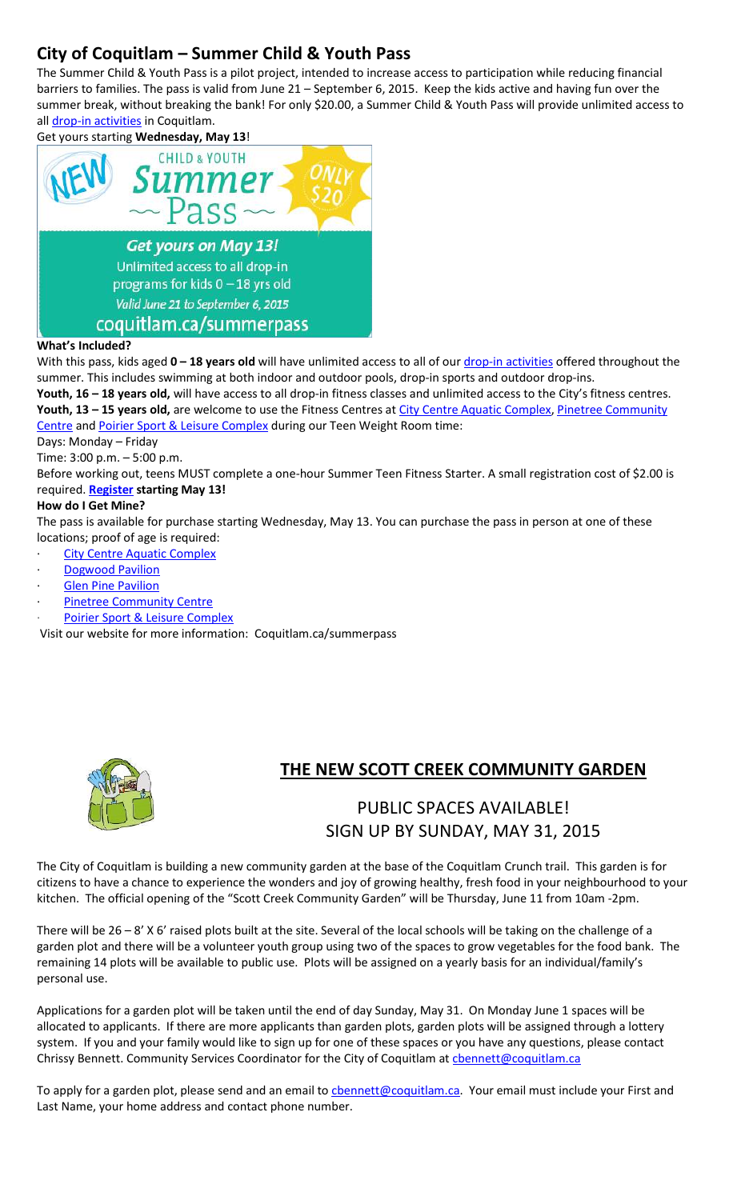## City of Coquitlam – Summer Child & Youth Pass

The Summer Child & Youth Pass is a pilot project, intended to increase access to participation while reducing financial barriers to families. The pass is valid from June 21 – September 6, 2015. Keep the kids active and having fun over the summer break, without breaking the bank! For only $20.00, a Summer Child & Youth Pass will provide unlimited access to all drop-in activities in Coquitlam.

Get yours starting **Wednesday, May 13**!

NEW CHILD & YOUTH Summer ~ Pass ~ ONLY $20

*Get yours on May 13!*
Unlimited access to all drop-in programs for kids 0 – 18 yrs old
*Valid June 21 to September 6, 2015*
coquitlam.ca/summerpass

**What's Included?**

With this pass, kids aged **0 – 18 years old** will have unlimited access to all of our drop-in activities offered throughout the summer. This includes swimming at both indoor and outdoor pools, drop-in sports and outdoor drop-ins.

**Youth, 16 – 18 years old,** will have access to all drop-in fitness classes and unlimited access to the City's fitness centres.

**Youth, 13 – 15 years old,** are welcome to use the Fitness Centres at City Centre Aquatic Complex, Pinetree Community Centre and Poirier Sport & Leisure Complex during our Teen Weight Room time:

Days: Monday – Friday

Time: 3:00 p.m. – 5:00 p.m.

Before working out, teens MUST complete a one-hour Summer Teen Fitness Starter. A small registration cost of $2.00 is required. **Register starting May 13!**

**How do I Get Mine?**

The pass is available for purchase starting Wednesday, May 13. You can purchase the pass in person at one of these locations; proof of age is required:

- City Centre Aquatic Complex
- Dogwood Pavilion
- Glen Pine Pavilion
- Pinetree Community Centre
- Poirier Sport & Leisure Complex

Visit our website for more information: Coquitlam.ca/summerpass

## THE NEW SCOTT CREEK COMMUNITY GARDEN

### PUBLIC SPACES AVAILABLE!
### SIGN UP BY SUNDAY, MAY 31, 2015

The City of Coquitlam is building a new community garden at the base of the Coquitlam Crunch trail. This garden is for citizens to have a chance to experience the wonders and joy of growing healthy, fresh food in your neighbourhood to your kitchen. The official opening of the "Scott Creek Community Garden" will be Thursday, June 11 from 10am -2pm.

There will be 26 – 8' X 6' raised plots built at the site. Several of the local schools will be taking on the challenge of a garden plot and there will be a volunteer youth group using two of the spaces to grow vegetables for the food bank. The remaining 14 plots will be available to public use. Plots will be assigned on a yearly basis for an individual/family's personal use.

Applications for a garden plot will be taken until the end of day Sunday, May 31. On Monday June 1 spaces will be allocated to applicants. If there are more applicants than garden plots, garden plots will be assigned through a lottery system. If you and your family would like to sign up for one of these spaces or you have any questions, please contact Chrissy Bennett. Community Services Coordinator for the City of Coquitlam at cbennett@coquitlam.ca

To apply for a garden plot, please send and an email to cbennett@coquitlam.ca. Your email must include your First and Last Name, your home address and contact phone number.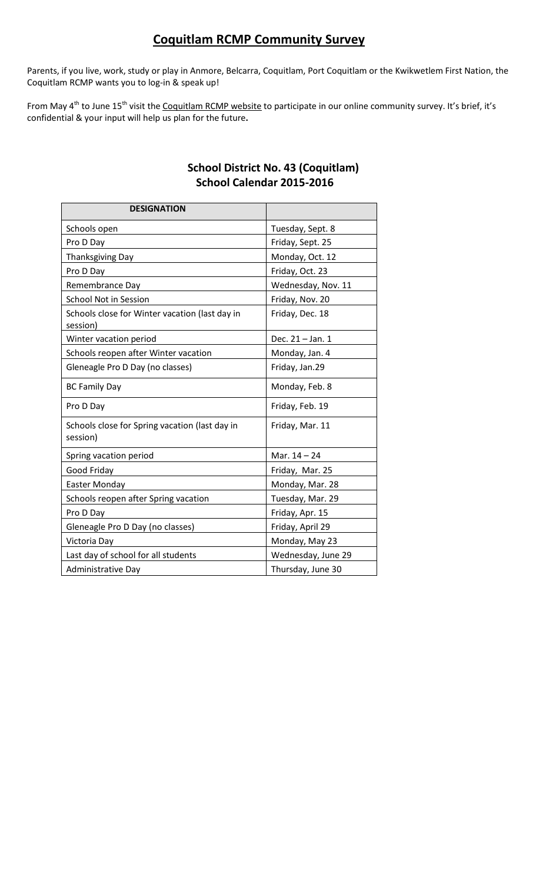# Coquitlam RCMP Community Survey

Parents, if you live, work, study or play in Anmore, Belcarra, Coquitlam, Port Coquitlam or the Kwikwetlem First Nation, the Coquitlam RCMP wants you to log-in & speak up!

From May 4th to June 15th visit the Coquitlam RCMP website to participate in our online community survey. It's brief, it's confidential & your input will help us plan for the future**.**

## School District No. 43 (Coquitlam)
## School Calendar 2015-2016

| DESIGNATION | |
|---|---|
| Schools open | Tuesday, Sept. 8 |
| Pro D Day | Friday, Sept. 25 |
| Thanksgiving Day | Monday, Oct. 12 |
| Pro D Day | Friday, Oct. 23 |
| Remembrance Day | Wednesday, Nov. 11 |
| School Not in Session | Friday, Nov. 20 |
| Schools close for Winter vacation (last day in session) | Friday, Dec. 18 |
| Winter vacation period | Dec. 21 – Jan. 1 |
| Schools reopen after Winter vacation | Monday, Jan. 4 |
| Gleneagle Pro D Day (no classes) | Friday, Jan.29 |
| BC Family Day | Monday, Feb. 8 |
| Pro D Day | Friday, Feb. 19 |
| Schools close for Spring vacation (last day in session) | Friday, Mar. 11 |
| Spring vacation period | Mar. 14 – 24 |
| Good Friday | Friday, Mar. 25 |
| Easter Monday | Monday, Mar. 28 |
| Schools reopen after Spring vacation | Tuesday, Mar. 29 |
| Pro D Day | Friday, Apr. 15 |
| Gleneagle Pro D Day (no classes) | Friday, April 29 |
| Victoria Day | Monday, May 23 |
| Last day of school for all students | Wednesday, June 29 |
| Administrative Day | Thursday, June 30 |